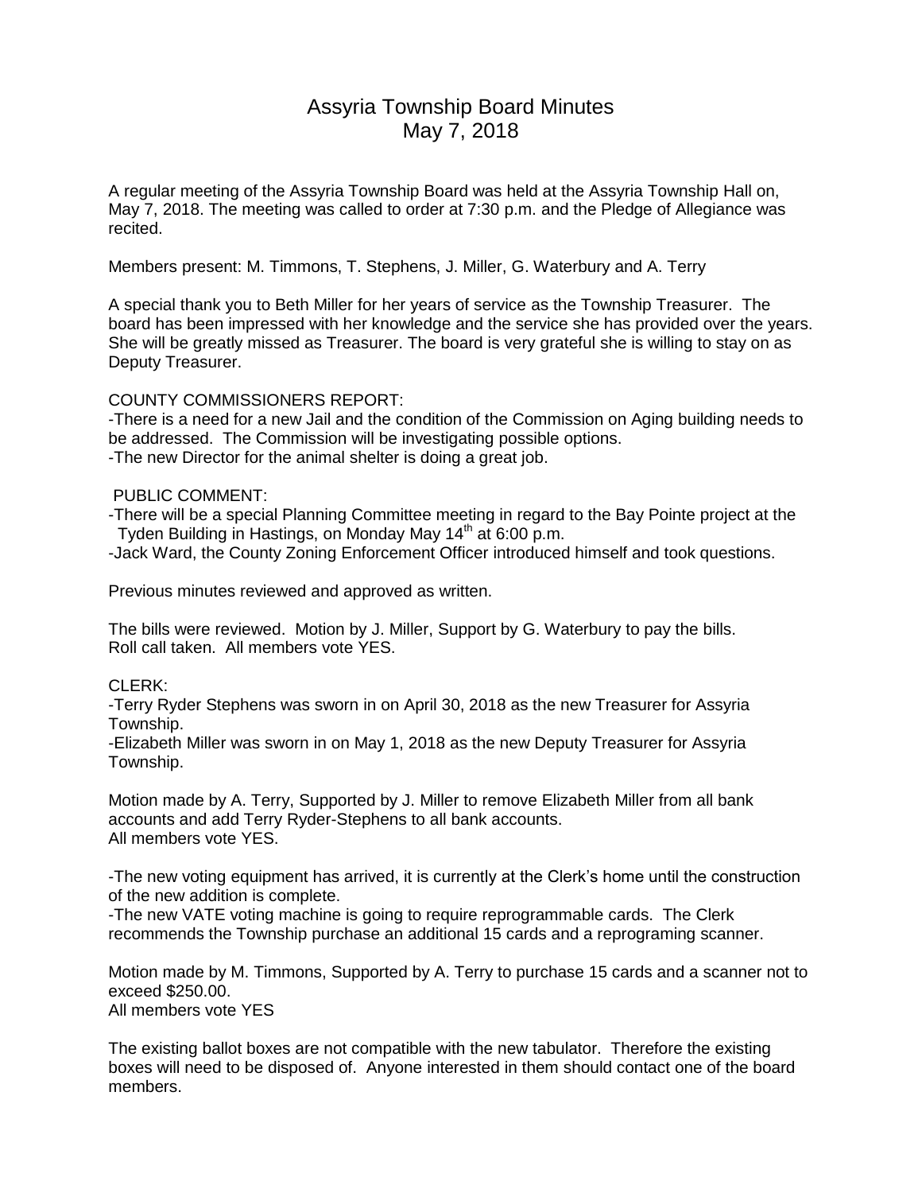# Assyria Township Board Minutes
## May 7, 2018

A regular meeting of the Assyria Township Board was held at the Assyria Township Hall on, May 7, 2018. The meeting was called to order at 7:30 p.m. and the Pledge of Allegiance was recited.

Members present: M. Timmons, T. Stephens, J. Miller, G. Waterbury and A. Terry

A special thank you to Beth Miller for her years of service as the Township Treasurer. The board has been impressed with her knowledge and the service she has provided over the years. She will be greatly missed as Treasurer. The board is very grateful she is willing to stay on as Deputy Treasurer.

COUNTY COMMISSIONERS REPORT:

-There is a need for a new Jail and the condition of the Commission on Aging building needs to be addressed. The Commission will be investigating possible options.
-The new Director for the animal shelter is doing a great job.

PUBLIC COMMENT:

-There will be a special Planning Committee meeting in regard to the Bay Pointe project at the Tyden Building in Hastings, on Monday May 14th at 6:00 p.m.
-Jack Ward, the County Zoning Enforcement Officer introduced himself and took questions.

Previous minutes reviewed and approved as written.

The bills were reviewed. Motion by J. Miller, Support by G. Waterbury to pay the bills.
Roll call taken. All members vote YES.

CLERK:

-Terry Ryder Stephens was sworn in on April 30, 2018 as the new Treasurer for Assyria Township.
-Elizabeth Miller was sworn in on May 1, 2018 as the new Deputy Treasurer for Assyria Township.

Motion made by A. Terry, Supported by J. Miller to remove Elizabeth Miller from all bank accounts and add Terry Ryder-Stephens to all bank accounts.
All members vote YES.

-The new voting equipment has arrived, it is currently at the Clerk's home until the construction of the new addition is complete.
-The new VATE voting machine is going to require reprogrammable cards. The Clerk recommends the Township purchase an additional 15 cards and a reprograming scanner.

Motion made by M. Timmons, Supported by A. Terry to purchase 15 cards and a scanner not to exceed $250.00.
All members vote YES

The existing ballot boxes are not compatible with the new tabulator. Therefore the existing boxes will need to be disposed of. Anyone interested in them should contact one of the board members.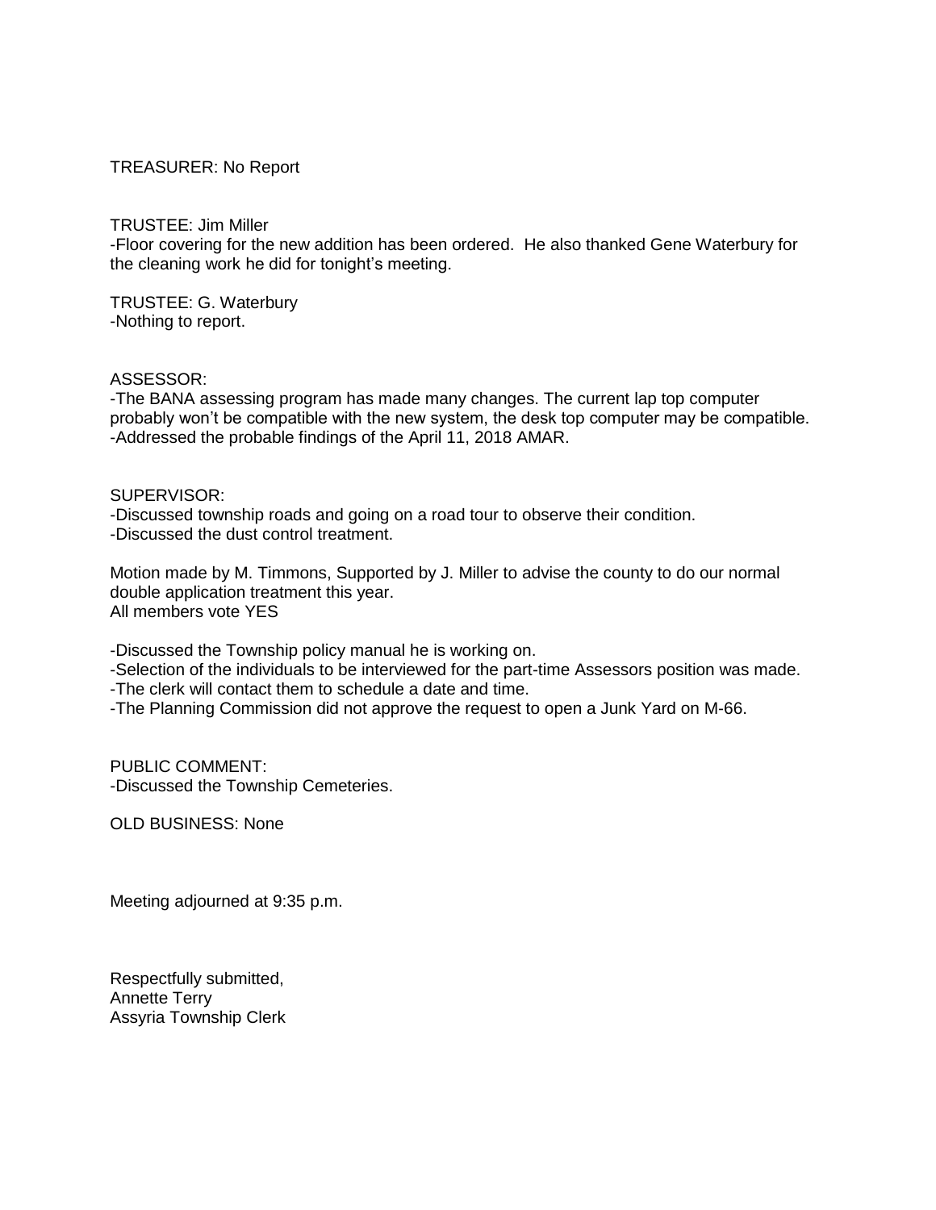TREASURER: No Report

TRUSTEE: Jim Miller
-Floor covering for the new addition has been ordered. He also thanked Gene Waterbury for the cleaning work he did for tonight's meeting.

TRUSTEE: G. Waterbury
-Nothing to report.

ASSESSOR:
-The BANA assessing program has made many changes. The current lap top computer probably won't be compatible with the new system, the desk top computer may be compatible.
-Addressed the probable findings of the April 11, 2018 AMAR.

SUPERVISOR:
-Discussed township roads and going on a road tour to observe their condition.
-Discussed the dust control treatment.

Motion made by M. Timmons, Supported by J. Miller to advise the county to do our normal double application treatment this year.
All members vote YES

-Discussed the Township policy manual he is working on.
-Selection of the individuals to be interviewed for the part-time Assessors position was made.
-The clerk will contact them to schedule a date and time.
-The Planning Commission did not approve the request to open a Junk Yard on M-66.

PUBLIC COMMENT:
-Discussed the Township Cemeteries.

OLD BUSINESS: None

Meeting adjourned at 9:35 p.m.

Respectfully submitted,
Annette Terry
Assyria Township Clerk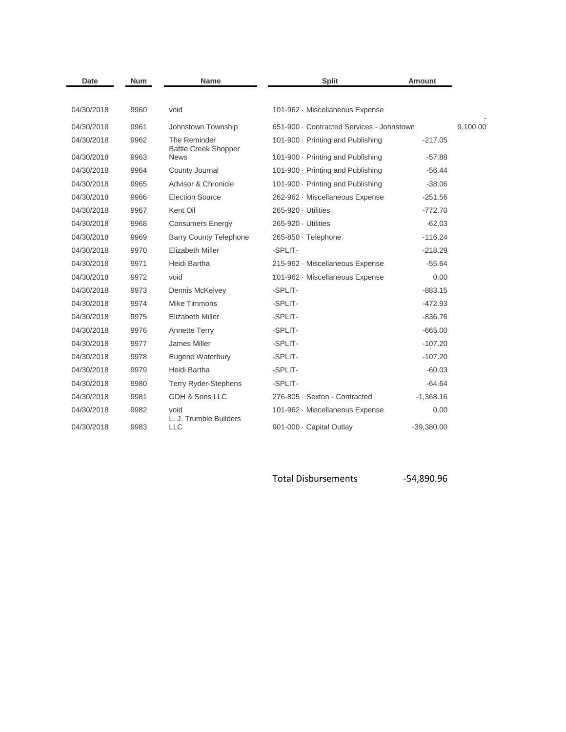| Date | Num | Name | Split | Amount |
| --- | --- | --- | --- | --- |
| 04/30/2018 | 9960 | void | 101-962 · Miscellaneous Expense | |
| 04/30/2018 | 9961 | Johnstown Township | 651-900 · Contracted Services - Johnstown | -9,100.00 |
| 04/30/2018 | 9962 | The Reminder | 101-900 · Printing and Publishing | -217.05 |
| 04/30/2018 | 9963 | Battle Creek Shopper News | 101-900 · Printing and Publishing | -57.88 |
| 04/30/2018 | 9964 | County Journal | 101-900 · Printing and Publishing | -56.44 |
| 04/30/2018 | 9965 | Advisor & Chronicle | 101-900 · Printing and Publishing | -38.06 |
| 04/30/2018 | 9966 | Election Source | 262-962 · Miscellaneous Expense | -251.56 |
| 04/30/2018 | 9967 | Kent Oil | 265-920 · Utilities | -772.70 |
| 04/30/2018 | 9968 | Consumers Energy | 265-920 · Utilities | -62.03 |
| 04/30/2018 | 9969 | Barry County Telephone | 265-850 · Telephone | -116.24 |
| 04/30/2018 | 9970 | Elizabeth Miller | -SPLIT- | -218.29 |
| 04/30/2018 | 9971 | Heidi Bartha | 215-962 · Miscellaneous Expense | -55.64 |
| 04/30/2018 | 9972 | void | 101-962 · Miscellaneous Expense | 0.00 |
| 04/30/2018 | 9973 | Dennis McKelvey | -SPLIT- | -883.15 |
| 04/30/2018 | 9974 | Mike Timmons | -SPLIT- | -472.93 |
| 04/30/2018 | 9975 | Elizabeth Miller | -SPLIT- | -836.76 |
| 04/30/2018 | 9976 | Annette Terry | -SPLIT- | -665.00 |
| 04/30/2018 | 9977 | James Miller | -SPLIT- | -107.20 |
| 04/30/2018 | 9978 | Eugene Waterbury | -SPLIT- | -107.20 |
| 04/30/2018 | 9979 | Heidi Bartha | -SPLIT- | -60.03 |
| 04/30/2018 | 9980 | Terry Ryder-Stephens | -SPLIT- | -64.64 |
| 04/30/2018 | 9981 | GDH & Sons LLC | 276-805 · Sexton - Contracted | -1,368.16 |
| 04/30/2018 | 9982 | void | 101-962 · Miscellaneous Expense | 0.00 |
| 04/30/2018 | 9983 | L. J. Trumble Builders LLC | 901-000 · Capital Outlay | -39,380.00 |

Total Disbursements -54,890.96